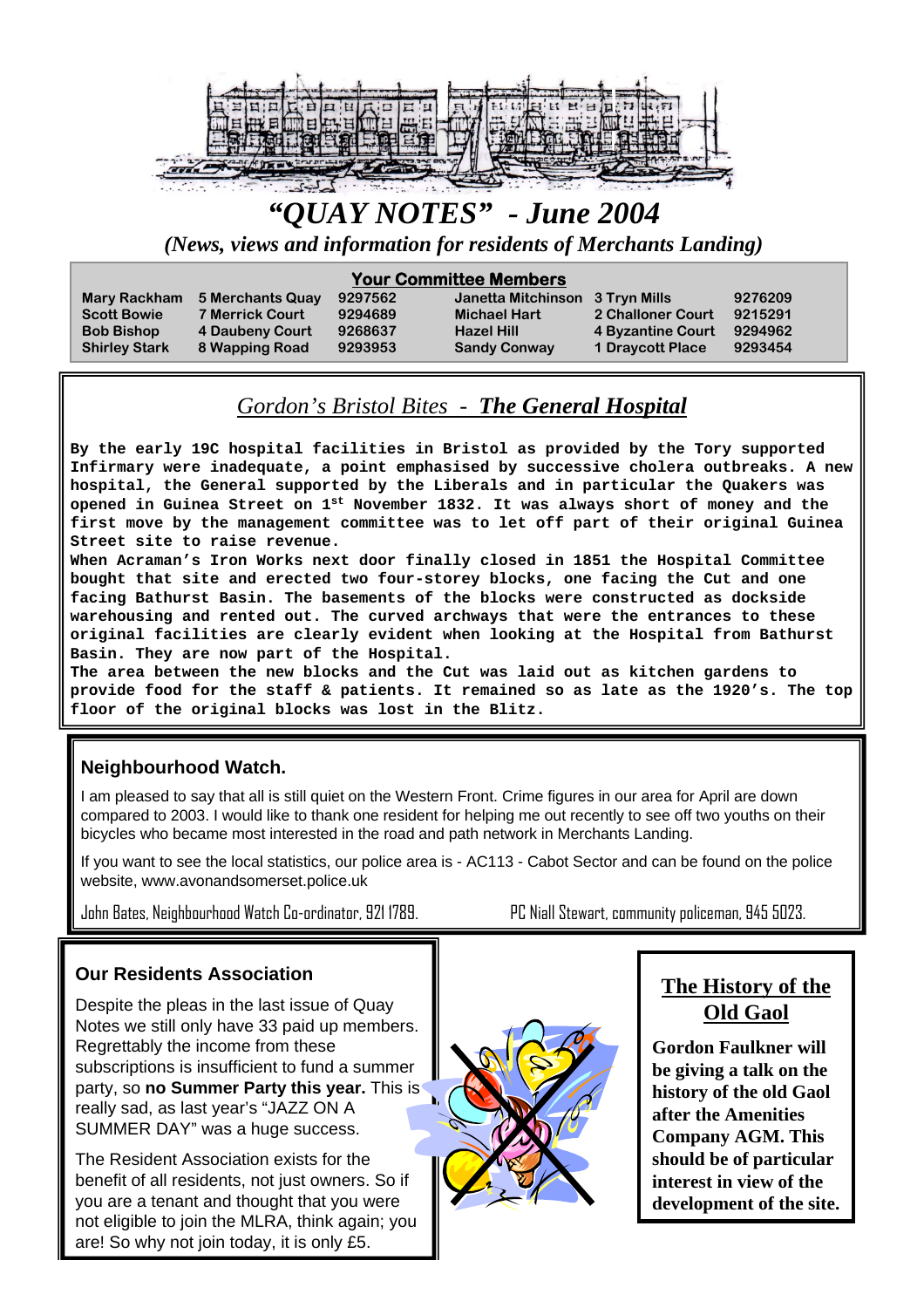# "QUAY NOTES" - June 2004

*(News, views and information for residents of Merchants Landing)*

**Your Committee Members**

| | | | | | |
|---|---|---|---|---|---|
| Mary Rackham | 5 Merchants Quay | 9297562 | Janetta Mitchinson | 3 Tryn Mills | 9276209 |
| Scott Bowie | 7 Merrick Court | 9294689 | Michael Hart | 2 Challoner Court | 9215291 |
| Bob Bishop | 4 Daubeny Court | 9268637 | Hazel Hill | 4 Byzantine Court | 9294962 |
| Shirley Stark | 8 Wapping Road | 9293953 | Sandy Conway | 1 Draycott Place | 9293454 |

## *Gordon's Bristol Bites - **The General Hospital***

**By the early 19C hospital facilities in Bristol as provided by the Tory supported Infirmary were inadequate, a point emphasised by successive cholera outbreaks. A new hospital, the General supported by the Liberals and in particular the Quakers was opened in Guinea Street on 1st November 1832. It was always short of money and the first move by the management committee was to let off part of their original Guinea Street site to raise revenue.**

**When Acraman's Iron Works next door finally closed in 1851 the Hospital Committee bought that site and erected two four-storey blocks, one facing the Cut and one facing Bathurst Basin. The basements of the blocks were constructed as dockside warehousing and rented out. The curved archways that were the entrances to these original facilities are clearly evident when looking at the Hospital from Bathurst Basin. They are now part of the Hospital.**

**The area between the new blocks and the Cut was laid out as kitchen gardens to provide food for the staff & patients. It remained so as late as the 1920's. The top floor of the original blocks was lost in the Blitz.**

## Neighbourhood Watch.

I am pleased to say that all is still quiet on the Western Front. Crime figures in our area for April are down compared to 2003. I would like to thank one resident for helping me out recently to see off two youths on their bicycles who became most interested in the road and path network in Merchants Landing.

If you want to see the local statistics, our police area is - AC113 - Cabot Sector and can be found on the police website, www.avonandsomerset.police.uk

John Bates, Neighbourhood Watch Co-ordinator, 921 1789.  PC Niall Stewart, community policeman, 945 5023.

## Our Residents Association

Despite the pleas in the last issue of Quay Notes we still only have 33 paid up members. Regrettably the income from these subscriptions is insufficient to fund a summer party, so **no Summer Party this year.** This is really sad, as last year's "JAZZ ON A SUMMER DAY" was a huge success.

The Resident Association exists for the benefit of all residents, not just owners. So if you are a tenant and thought that you were not eligible to join the MLRA, think again; you are! So why not join today, it is only £5.

## The History of the Old Gaol

**Gordon Faulkner will be giving a talk on the history of the old Gaol after the Amenities Company AGM. This should be of particular interest in view of the development of the site.**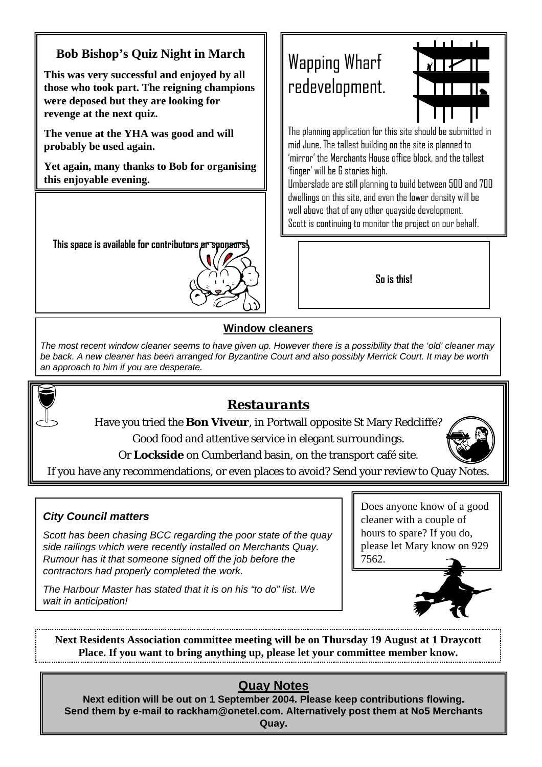### Bob Bishop's Quiz Night in March

**This was very successful and enjoyed by all those who took part. The reigning champions were deposed but they are looking for revenge at the next quiz.**

**The venue at the YHA was good and will probably be used again.**

**Yet again, many thanks to Bob for organising this enjoyable evening.**

## Wapping Wharf redevelopment.

The planning application for this site should be submitted in mid June. The tallest building on the site is planned to 'mirror' the Merchants House office block, and the tallest 'finger' will be 6 stories high.

Umberslade are still planning to build between 500 and 700 dwellings on this site, and even the lower density will be well above that of any other quayside development.

Scott is continuing to monitor the project on our behalf.

**This space is available for contributors or sponsors!**

**So is this!**

### Window cleaners

*The most recent window cleaner seems to have given up. However there is a possibility that the 'old' cleaner may be back. A new cleaner has been arranged for Byzantine Court and also possibly Merrick Court. It may be worth an approach to him if you are desperate.*

### Restaurants

Have you tried the **Bon Viveur**, in Portwall opposite St Mary Redcliffe?

Good food and attentive service in elegant surroundings.

Or **Lockside** on Cumberland basin, on the transport café site.

If you have any recommendations, or even places to avoid? Send your review to Quay Notes.

### *City Council matters*

*Scott has been chasing BCC regarding the poor state of the quay side railings which were recently installed on Merchants Quay. Rumour has it that someone signed off the job before the contractors had properly completed the work.*

*The Harbour Master has stated that it is on his "to do" list. We wait in anticipation!*

Does anyone know of a good cleaner with a couple of hours to spare? If you do, please let Mary know on 929 7562.

**Next Residents Association committee meeting will be on Thursday 19 August at 1 Draycott Place. If you want to bring anything up, please let your committee member know.**

## Quay Notes

**Next edition will be out on 1 September 2004. Please keep contributions flowing. Send them by e-mail to rackham@onetel.com. Alternatively post them at No5 Merchants Quay.**